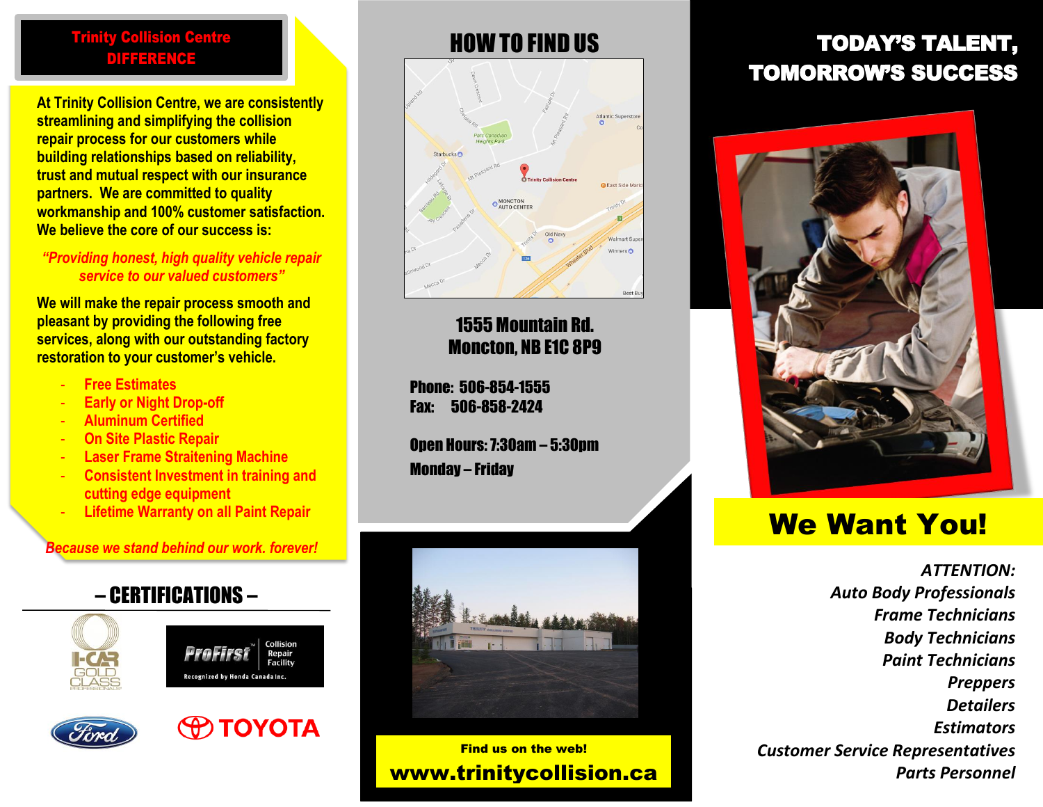## Trinity Collision Centre DIFFERENCE

At Trinity Collision Centre, we are consistently streamlining and simplifying the collision repair process for our customers while building relationships based on reliability, trust and mutual respect with our insurance partners. We are committed to quality workmanship and 100% customer satisfaction. We believe the core of our success is:

*"Providing honest, high quality vehicle repair service to our valued customers"*

We will make the repair process smooth and pleasant by providing the following free services, along with our outstanding factory restoration to your customer's vehicle.

- Free Estimates
- Early or Night Drop-off
- Aluminum Certified
- On Site Plastic Repair
- Laser Frame Straitening Machine
- Consistent Investment in training and cutting edge equipment
- Lifetime Warranty on all Paint Repair

*Because we stand behind our work. forever!*

## – CERTIFICATIONS –

I-CAR GOLD CLASS PROFESSIONALS

ProFirst™ Collision Repair Facility — Recognized by Honda Canada Inc.

Ford

TOYOTA

## HOW TO FIND US

**1555 Mountain Rd.**
**Moncton, NB E1C 8P9**

**Phone: 506-854-1555**
**Fax: 506-858-2424**

**Open Hours: 7:30am – 5:30pm**
**Monday – Friday**

**Find us on the web!**
**www.trinitycollision.ca**

## TODAY'S TALENT, TOMORROW'S SUCCESS

# We Want You!

*ATTENTION:*
*Auto Body Professionals*
*Frame Technicians*
*Body Technicians*
*Paint Technicians*
*Preppers*
*Detailers*
*Estimators*
*Customer Service Representatives*
*Parts Personnel*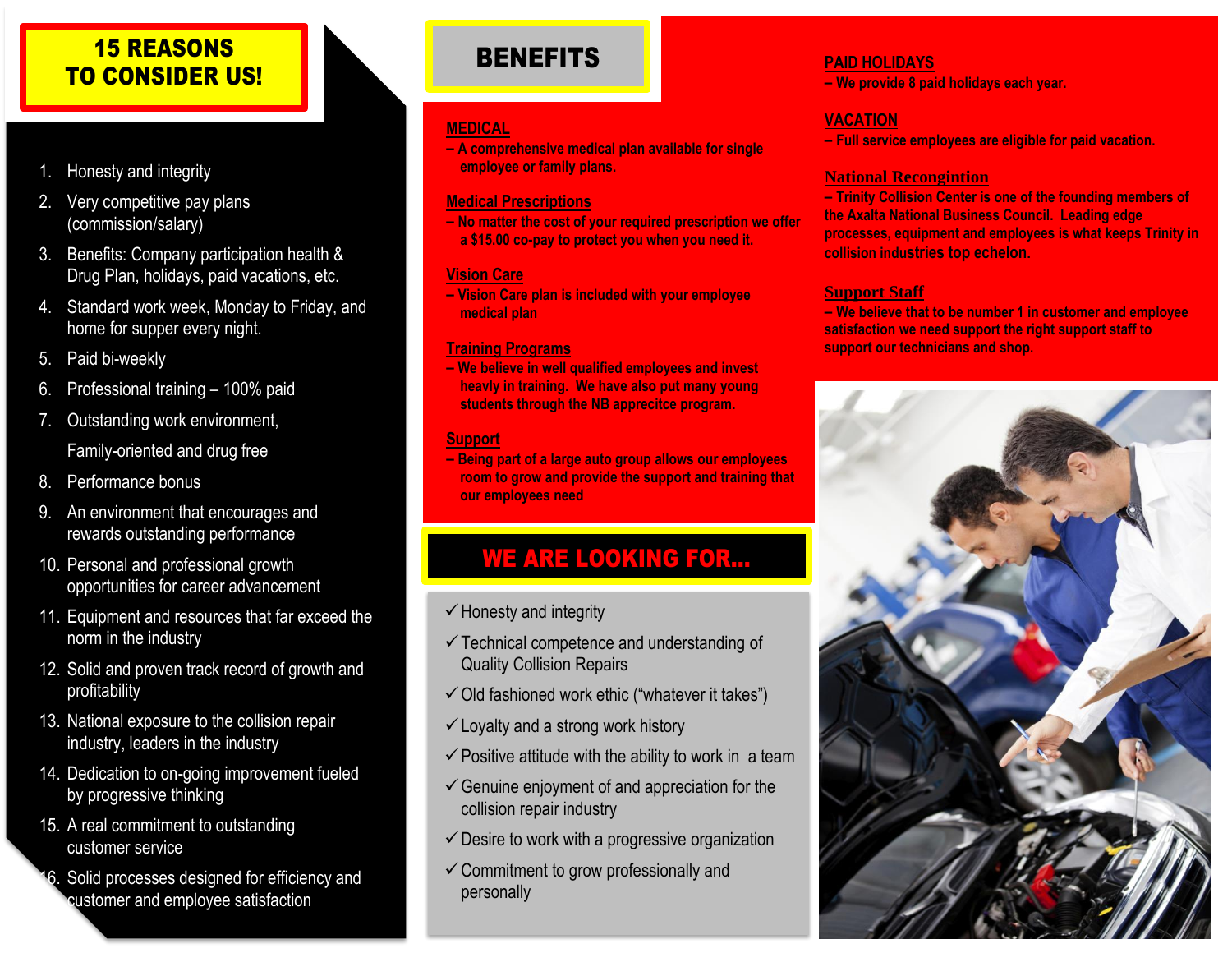## 15 REASONS TO CONSIDER US!

1. Honesty and integrity
2. Very competitive pay plans (commission/salary)
3. Benefits: Company participation health & Drug Plan, holidays, paid vacations, etc.
4. Standard work week, Monday to Friday, and home for supper every night.
5. Paid bi-weekly
6. Professional training – 100% paid
7. Outstanding work environment, Family-oriented and drug free
8. Performance bonus
9. An environment that encourages and rewards outstanding performance
10. Personal and professional growth opportunities for career advancement
11. Equipment and resources that far exceed the norm in the industry
12. Solid and proven track record of growth and profitability
13. National exposure to the collision repair industry, leaders in the industry
14. Dedication to on-going improvement fueled by progressive thinking
15. A real commitment to outstanding customer service
16. Solid processes designed for efficiency and customer and employee satisfaction

## BENEFITS

**MEDICAL**
– A comprehensive medical plan available for single employee or family plans.

**Medical Prescriptions**
– No matter the cost of your required prescription we offer a $15.00 co-pay to protect you when you need it.

**Vision Care**
– Vision Care plan is included with your employee medical plan

**Training Programs**
– We believe in well qualified employees and invest heavily in training. We have also put many young students through the NB appreciтce program.

**Support**
– Being part of a large auto group allows our employees room to grow and provide the support and training that our employees need

**PAID HOLIDAYS**
– We provide 8 paid holidays each year.

**VACATION**
– Full service employees are eligible for paid vacation.

**National Recongintion**
– Trinity Collision Center is one of the founding members of the Axalta National Business Council. Leading edge processes, equipment and employees is what keeps Trinity in collision industries top echelon.

**Support Staff**
– We believe that to be number 1 in customer and employee satisfaction we need support the right support staff to support our technicians and shop.

## WE ARE LOOKING FOR...

- ✓ Honesty and integrity
- ✓ Technical competence and understanding of Quality Collision Repairs
- ✓ Old fashioned work ethic ("whatever it takes")
- ✓ Loyalty and a strong work history
- ✓ Positive attitude with the ability to work in a team
- ✓ Genuine enjoyment of and appreciation for the collision repair industry
- ✓ Desire to work with a progressive organization
- ✓ Commitment to grow professionally and personally